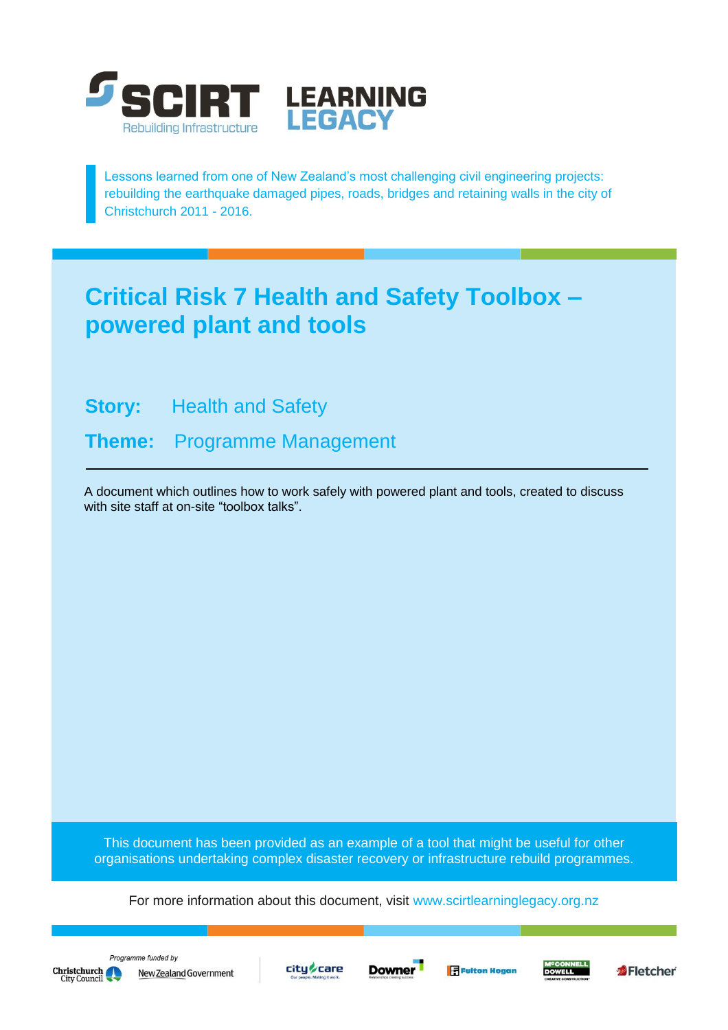SCIRT Rebuilding Infrastructure

LEARNING LEGACY

Lessons learned from one of New Zealand's most challenging civil engineering projects: rebuilding the earthquake damaged pipes, roads, bridges and retaining walls in the city of Christchurch 2011 - 2016.

# Critical Risk 7 Health and Safety Toolbox – powered plant and tools

**Story:** Health and Safety

**Theme:** Programme Management

A document which outlines how to work safely with powered plant and tools, created to discuss with site staff at on-site "toolbox talks".

This document has been provided as an example of a tool that might be useful for other organisations undertaking complex disaster recovery or infrastructure rebuild programmes.

For more information about this document, visit www.scirtlearninglegacy.org.nz

Programme funded by Christchurch City Council, New Zealand Government

City Care, Downer, Fulton Hogan, McConnell Dowell, Fletcher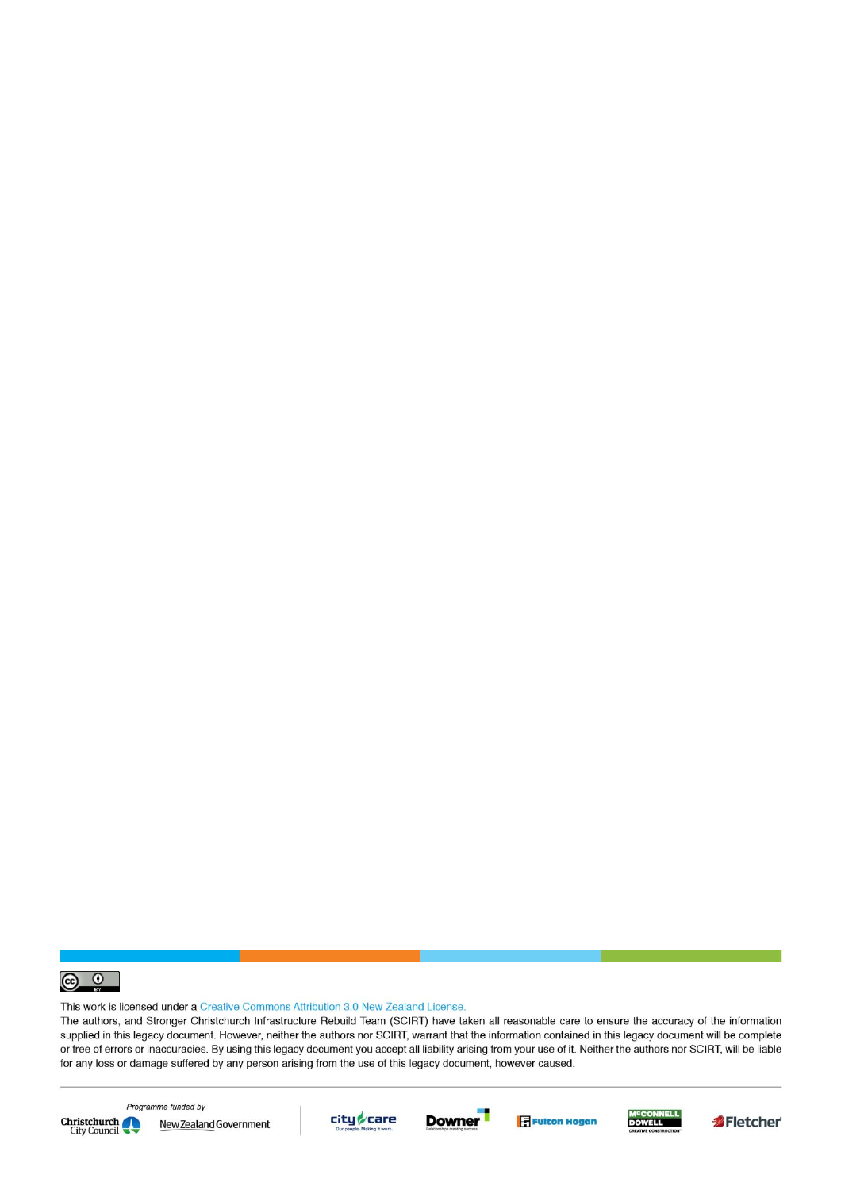This work is licensed under a Creative Commons Attribution 3.0 New Zealand License.

The authors, and Stronger Christchurch Infrastructure Rebuild Team (SCIRT) have taken all reasonable care to ensure the accuracy of the information supplied in this legacy document. However, neither the authors nor SCIRT, warrant that the information contained in this legacy document will be complete or free of errors or inaccuracies. By using this legacy document you accept all liability arising from your use of it. Neither the authors nor SCIRT, will be liable for any loss or damage suffered by any person arising from the use of this legacy document, however caused.

Programme funded by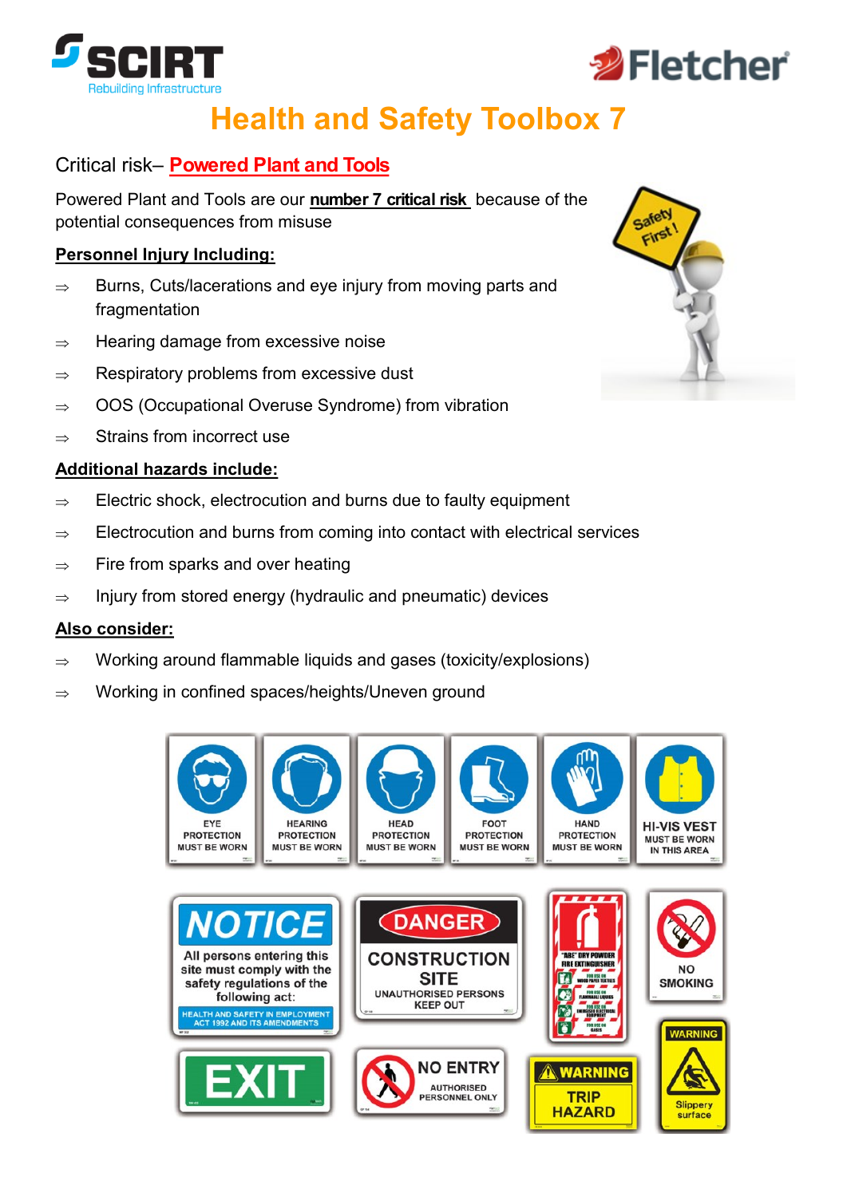# Health and Safety Toolbox 7

## Critical risk– Powered Plant and Tools

Powered Plant and Tools are our **number 7 critical risk** because of the potential consequences from misuse

**Personnel Injury Including:**

- ⇒ Burns, Cuts/lacerations and eye injury from moving parts and fragmentation
- ⇒ Hearing damage from excessive noise
- ⇒ Respiratory problems from excessive dust
- ⇒ OOS (Occupational Overuse Syndrome) from vibration
- ⇒ Strains from incorrect use

**Additional hazards include:**

- ⇒ Electric shock, electrocution and burns due to faulty equipment
- ⇒ Electrocution and burns from coming into contact with electrical services
- ⇒ Fire from sparks and over heating
- ⇒ Injury from stored energy (hydraulic and pneumatic) devices

**Also consider:**

- ⇒ Working around flammable liquids and gases (toxicity/explosions)
- ⇒ Working in confined spaces/heights/Uneven ground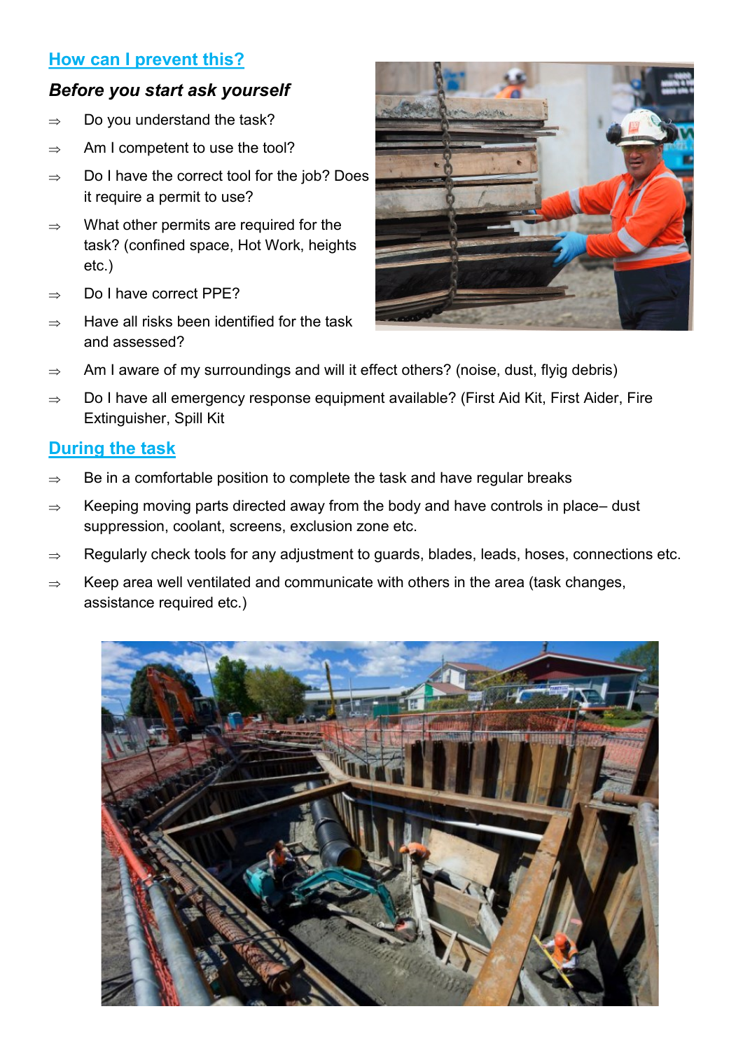## How can I prevent this?

***Before you start ask yourself***

- ⇒ Do you understand the task?
- ⇒ Am I competent to use the tool?
- ⇒ Do I have the correct tool for the job? Does it require a permit to use?
- ⇒ What other permits are required for the task? (confined space, Hot Work, heights etc.)
- ⇒ Do I have correct PPE?
- ⇒ Have all risks been identified for the task and assessed?
- ⇒ Am I aware of my surroundings and will it effect others? (noise, dust, flyig debris)
- ⇒ Do I have all emergency response equipment available? (First Aid Kit, First Aider, Fire Extinguisher, Spill Kit

## During the task

- ⇒ Be in a comfortable position to complete the task and have regular breaks
- ⇒ Keeping moving parts directed away from the body and have controls in place– dust suppression, coolant, screens, exclusion zone etc.
- ⇒ Regularly check tools for any adjustment to guards, blades, leads, hoses, connections etc.
- ⇒ Keep area well ventilated and communicate with others in the area (task changes, assistance required etc.)